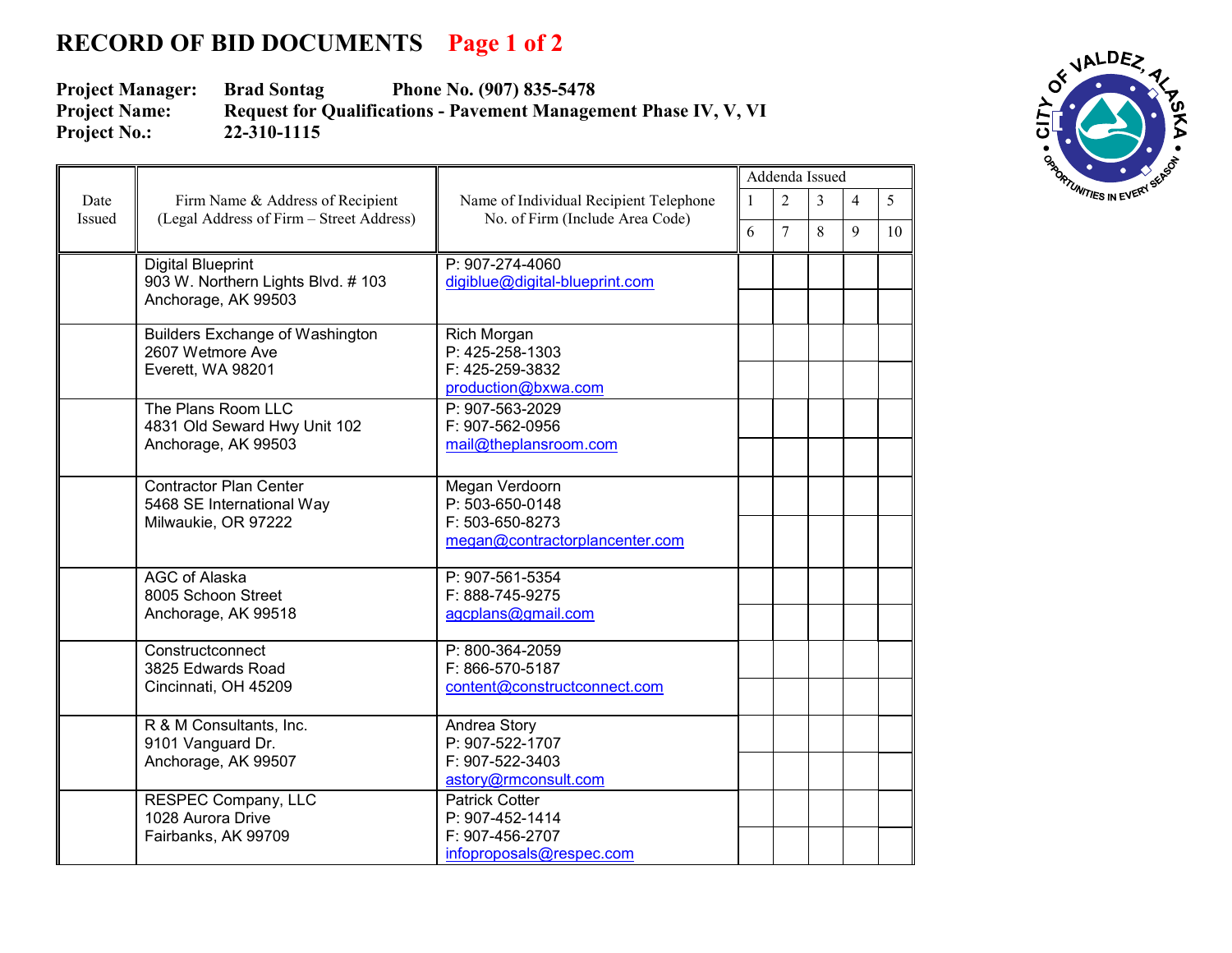# RECORD OF BID DOCUMENTS Page 1 of 2

**Project Manager:** Brad Sontag **Phone No. (907) 835-5478**
**Project Name:** Request for Qualifications - Pavement Management Phase IV, V, VI
**Project No.:** 22-310-1115

| Date Issued | Firm Name & Address of Recipient (Legal Address of Firm – Street Address) | Name of Individual Recipient Telephone No. of Firm (Include Area Code) | Addenda Issued 1 / 6 | 2 / 7 | 3 / 8 | 4 / 9 | 5 / 10 |
|---|---|---|---|---|---|---|---|
| | Digital Blueprint<br>903 W. Northern Lights Blvd. # 103<br>Anchorage, AK 99503 | P: 907-274-4060<br>digiblue@digital-blueprint.com | | | | | |
| | Builders Exchange of Washington<br>2607 Wetmore Ave<br>Everett, WA 98201 | Rich Morgan<br>P: 425-258-1303<br>F: 425-259-3832<br>production@bxwa.com | | | | | |
| | The Plans Room LLC<br>4831 Old Seward Hwy Unit 102<br>Anchorage, AK 99503 | P: 907-563-2029<br>F: 907-562-0956<br>mail@theplansroom.com | | | | | |
| | Contractor Plan Center<br>5468 SE International Way<br>Milwaukie, OR 97222 | Megan Verdoorn<br>P: 503-650-0148<br>F: 503-650-8273<br>megan@contractorplancenter.com | | | | | |
| | AGC of Alaska<br>8005 Schoon Street<br>Anchorage, AK 99518 | P: 907-561-5354<br>F: 888-745-9275<br>agcplans@gmail.com | | | | | |
| | Constructconnect<br>3825 Edwards Road<br>Cincinnati, OH 45209 | P: 800-364-2059<br>F: 866-570-5187<br>content@constructconnect.com | | | | | |
| | R & M Consultants, Inc.<br>9101 Vanguard Dr.<br>Anchorage, AK 99507 | Andrea Story<br>P: 907-522-1707<br>F: 907-522-3403<br>astory@rmconsult.com | | | | | |
| | RESPEC Company, LLC<br>1028 Aurora Drive<br>Fairbanks, AK 99709 | Patrick Cotter<br>P: 907-452-1414<br>F: 907-456-2707<br>infoproposals@respec.com | | | | | |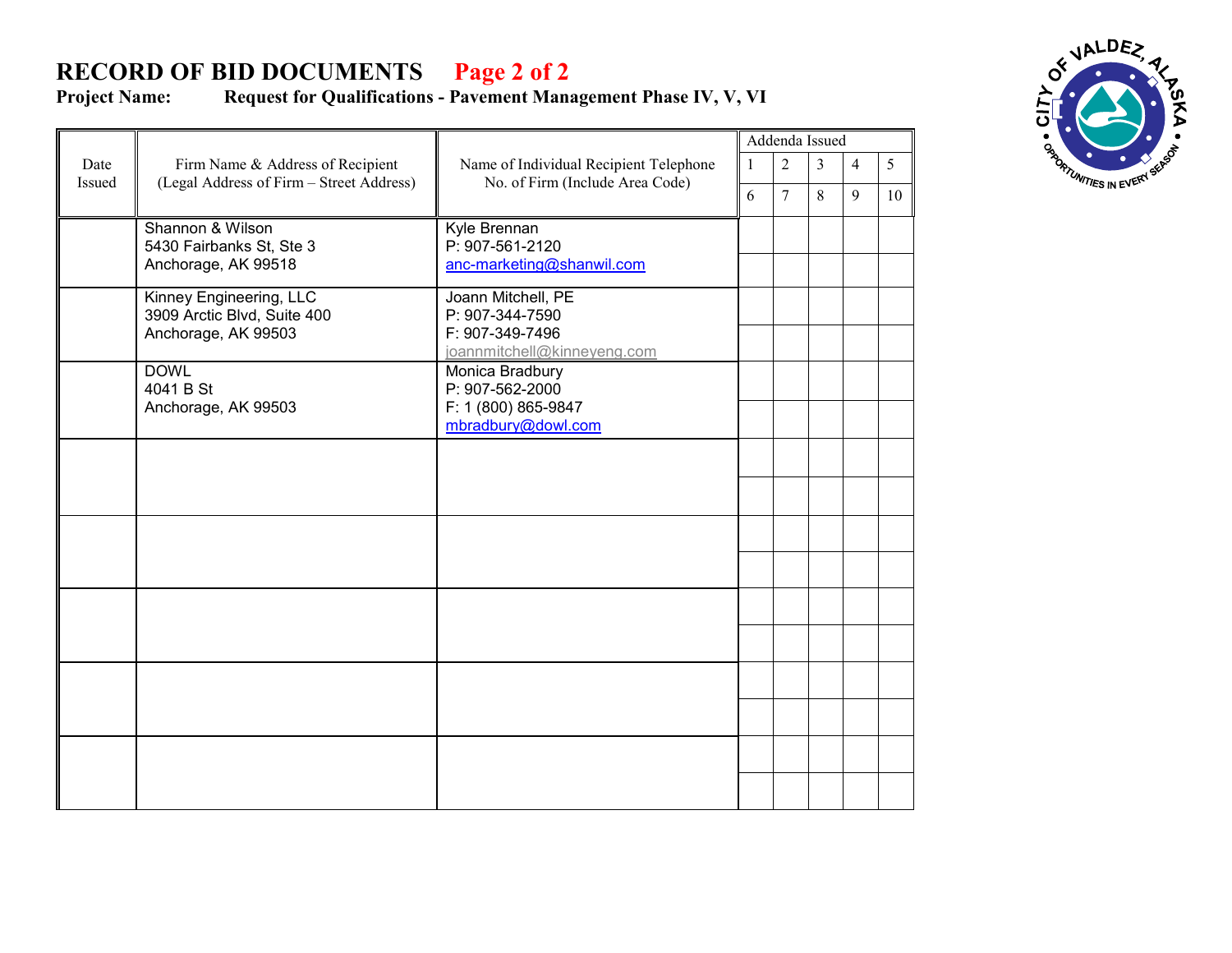# RECORD OF BID DOCUMENTS Page 2 of 2

**Project Name: Request for Qualifications - Pavement Management Phase IV, V, VI**

| Date Issued | Firm Name & Address of Recipient (Legal Address of Firm – Street Address) | Name of Individual Recipient Telephone No. of Firm (Include Area Code) | Addenda Issued 1 / 6 | 2 / 7 | 3 / 8 | 4 / 9 | 5 / 10 |
|---|---|---|---|---|---|---|---|
| | Shannon & Wilson<br>5430 Fairbanks St, Ste 3<br>Anchorage, AK 99518 | Kyle Brennan<br>P: 907-561-2120<br>anc-marketing@shanwil.com | | | | | |
| | Kinney Engineering, LLC<br>3909 Arctic Blvd, Suite 400<br>Anchorage, AK 99503 | Joann Mitchell, PE<br>P: 907-344-7590<br>F: 907-349-7496<br>joannmitchell@kinneyeng.com | | | | | |
| | DOWL<br>4041 B St<br>Anchorage, AK 99503 | Monica Bradbury<br>P: 907-562-2000<br>F: 1 (800) 865-9847<br>mbradbury@dowl.com | | | | | |
| | | | | | | | |
| | | | | | | | |
| | | | | | | | |
| | | | | | | | |
| | | | | | | | |